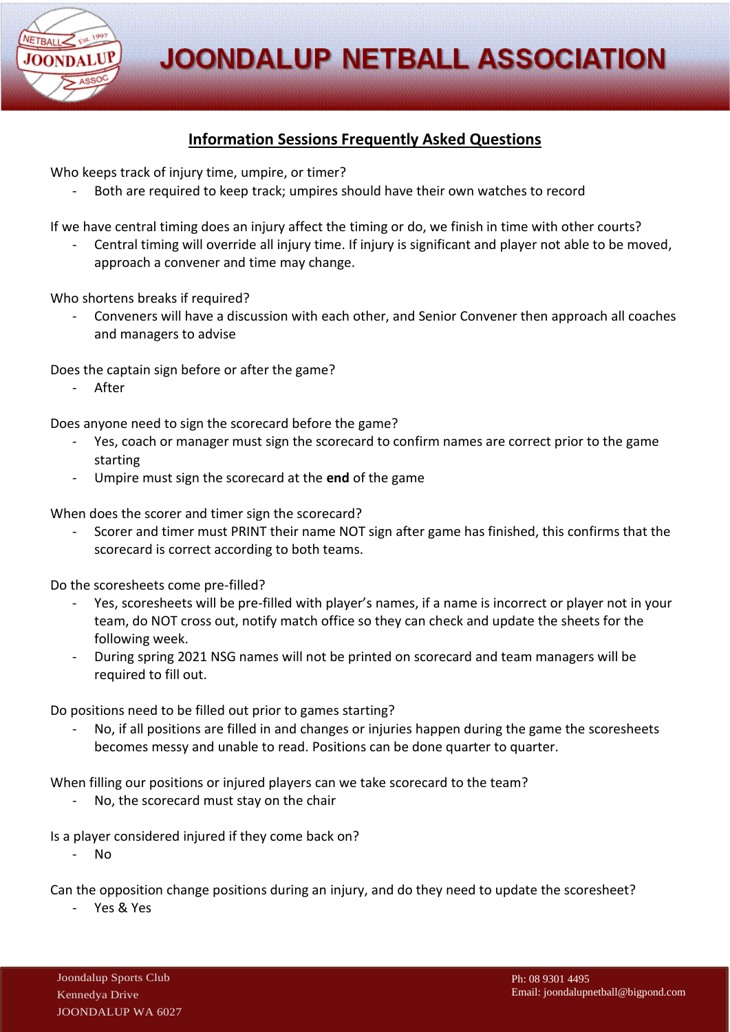# JOONDALUP NETBALL ASSOCIATION

## Information Sessions Frequently Asked Questions

Who keeps track of injury time, umpire, or timer?

- Both are required to keep track; umpires should have their own watches to record

If we have central timing does an injury affect the timing or do, we finish in time with other courts?

- Central timing will override all injury time. If injury is significant and player not able to be moved, approach a convener and time may change.

Who shortens breaks if required?

- Conveners will have a discussion with each other, and Senior Convener then approach all coaches and managers to advise

Does the captain sign before or after the game?

- After

Does anyone need to sign the scorecard before the game?

- Yes, coach or manager must sign the scorecard to confirm names are correct prior to the game starting
- Umpire must sign the scorecard at the **end** of the game

When does the scorer and timer sign the scorecard?

- Scorer and timer must PRINT their name NOT sign after game has finished, this confirms that the scorecard is correct according to both teams.

Do the scoresheets come pre-filled?

- Yes, scoresheets will be pre-filled with player's names, if a name is incorrect or player not in your team, do NOT cross out, notify match office so they can check and update the sheets for the following week.
- During spring 2021 NSG names will not be printed on scorecard and team managers will be required to fill out.

Do positions need to be filled out prior to games starting?

- No, if all positions are filled in and changes or injuries happen during the game the scoresheets becomes messy and unable to read. Positions can be done quarter to quarter.

When filling our positions or injured players can we take scorecard to the team?

- No, the scorecard must stay on the chair

Is a player considered injured if they come back on?

- No

Can the opposition change positions during an injury, and do they need to update the scoresheet?

- Yes & Yes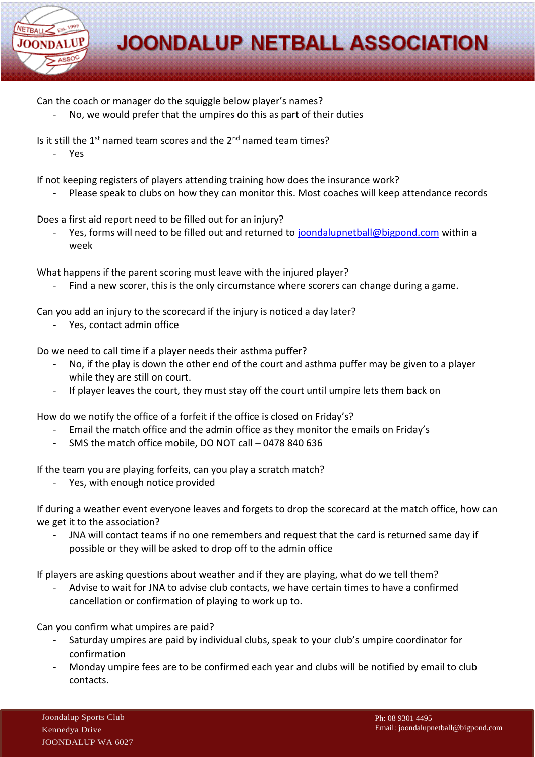Can the coach or manager do the squiggle below player's names?

- No, we would prefer that the umpires do this as part of their duties

Is it still the 1st named team scores and the 2nd named team times?

- Yes

If not keeping registers of players attending training how does the insurance work?

- Please speak to clubs on how they can monitor this. Most coaches will keep attendance records

Does a first aid report need to be filled out for an injury?

- Yes, forms will need to be filled out and returned to joondalupnetball@bigpond.com within a week

What happens if the parent scoring must leave with the injured player?

- Find a new scorer, this is the only circumstance where scorers can change during a game.

Can you add an injury to the scorecard if the injury is noticed a day later?

- Yes, contact admin office

Do we need to call time if a player needs their asthma puffer?

- No, if the play is down the other end of the court and asthma puffer may be given to a player while they are still on court.
- If player leaves the court, they must stay off the court until umpire lets them back on

How do we notify the office of a forfeit if the office is closed on Friday's?

- Email the match office and the admin office as they monitor the emails on Friday's
- SMS the match office mobile, DO NOT call – 0478 840 636

If the team you are playing forfeits, can you play a scratch match?

- Yes, with enough notice provided

If during a weather event everyone leaves and forgets to drop the scorecard at the match office, how can we get it to the association?

- JNA will contact teams if no one remembers and request that the card is returned same day if possible or they will be asked to drop off to the admin office

If players are asking questions about weather and if they are playing, what do we tell them?

- Advise to wait for JNA to advise club contacts, we have certain times to have a confirmed cancellation or confirmation of playing to work up to.

Can you confirm what umpires are paid?

- Saturday umpires are paid by individual clubs, speak to your club's umpire coordinator for confirmation
- Monday umpire fees are to be confirmed each year and clubs will be notified by email to club contacts.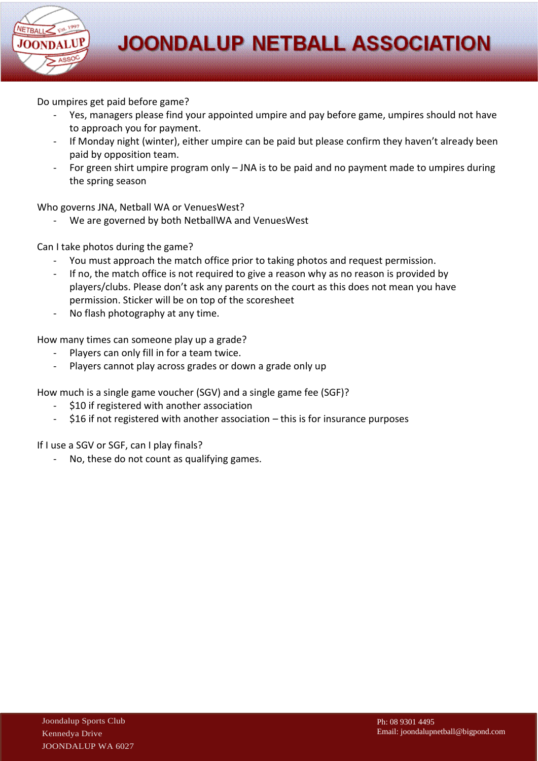Do umpires get paid before game?

- Yes, managers please find your appointed umpire and pay before game, umpires should not have to approach you for payment.
- If Monday night (winter), either umpire can be paid but please confirm they haven't already been paid by opposition team.
- For green shirt umpire program only – JNA is to be paid and no payment made to umpires during the spring season

Who governs JNA, Netball WA or VenuesWest?

- We are governed by both NetballWA and VenuesWest

Can I take photos during the game?

- You must approach the match office prior to taking photos and request permission.
- If no, the match office is not required to give a reason why as no reason is provided by players/clubs. Please don't ask any parents on the court as this does not mean you have permission. Sticker will be on top of the scoresheet
- No flash photography at any time.

How many times can someone play up a grade?

- Players can only fill in for a team twice.
- Players cannot play across grades or down a grade only up

How much is a single game voucher (SGV) and a single game fee (SGF)?

- $10 if registered with another association
- $16 if not registered with another association – this is for insurance purposes

If I use a SGV or SGF, can I play finals?

- No, these do not count as qualifying games.